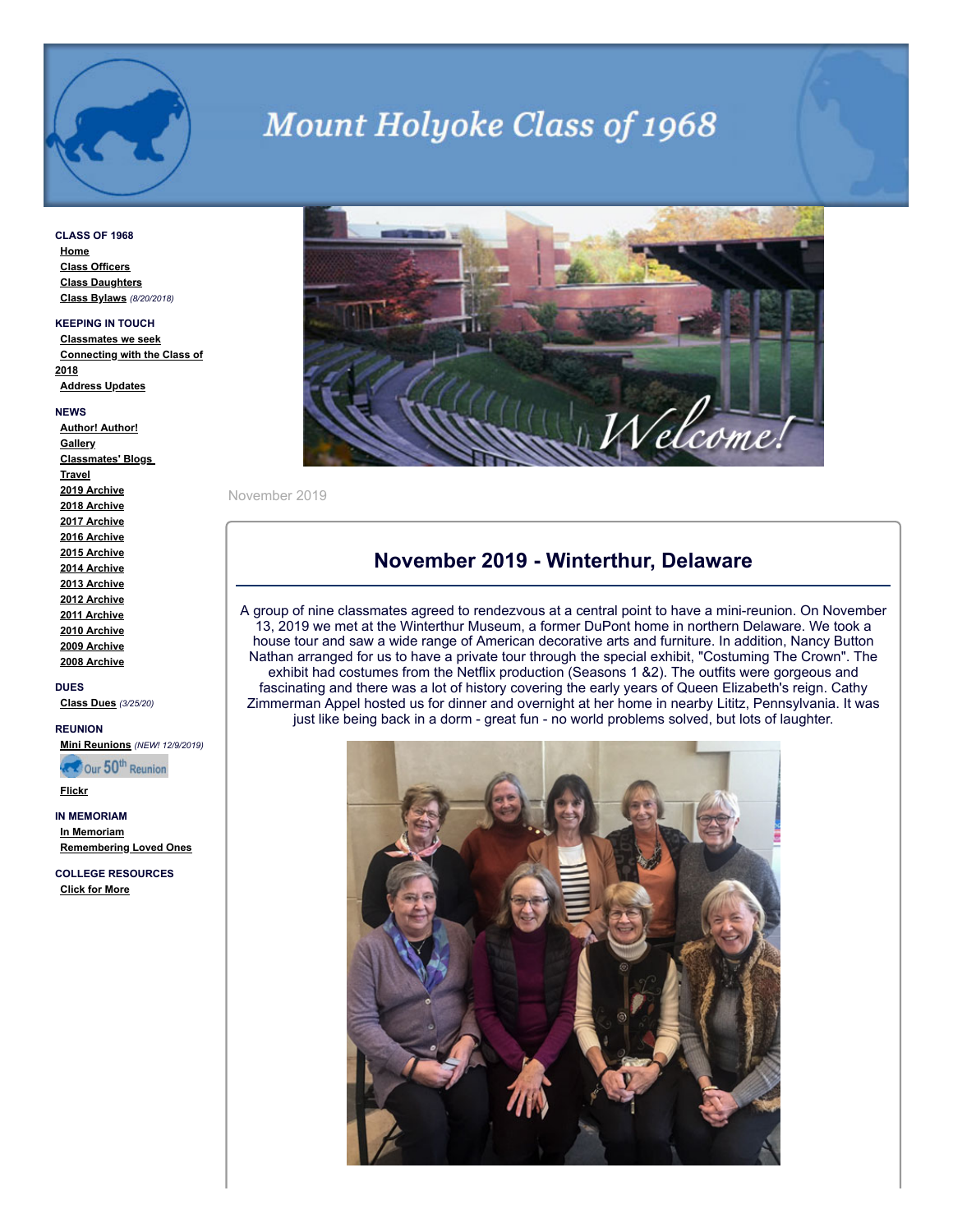# Mount Holyoke Class of 1968

**CLASS OF 1968**
- Home
- Class Officers
- Class Daughters
- Class Bylaws *(8/20/2018)*

**KEEPING IN TOUCH**
- Classmates we seek
- Connecting with the Class of 2018
- Address Updates

**NEWS**
- Author! Author!
- Gallery
- Classmates' Blogs
- Travel
- 2019 Archive
- 2018 Archive
- 2017 Archive
- 2016 Archive
- 2015 Archive
- 2014 Archive
- 2013 Archive
- 2012 Archive
- 2011 Archive
- 2010 Archive
- 2009 Archive
- 2008 Archive

**DUES**
- Class Dues *(3/25/20)*

**REUNION**
- Mini Reunions *(NEW! 12/9/2019)*
- Our 50th Reunion
- Flickr

**IN MEMORIAM**
- In Memoriam
- Remembering Loved Ones

**COLLEGE RESOURCES**
- Click for More

Welcome!

November 2019

## November 2019 - Winterthur, Delaware

A group of nine classmates agreed to rendezvous at a central point to have a mini-reunion. On November 13, 2019 we met at the Winterthur Museum, a former DuPont home in northern Delaware. We took a house tour and saw a wide range of American decorative arts and furniture. In addition, Nancy Button Nathan arranged for us to have a private tour through the special exhibit, "Costuming The Crown". The exhibit had costumes from the Netflix production (Seasons 1 &2). The outfits were gorgeous and fascinating and there was a lot of history covering the early years of Queen Elizabeth's reign. Cathy Zimmerman Appel hosted us for dinner and overnight at her home in nearby Lititz, Pennsylvania. It was just like being back in a dorm - great fun - no world problems solved, but lots of laughter.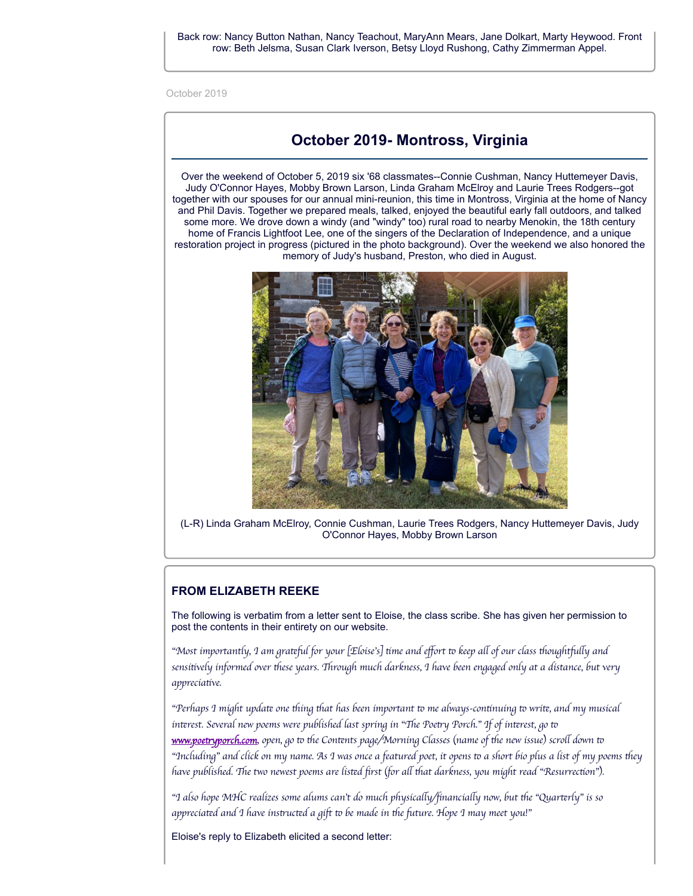Back row: Nancy Button Nathan, Nancy Teachout, MaryAnn Mears, Jane Dolkart, Marty Heywood. Front row: Beth Jelsma, Susan Clark Iverson, Betsy Lloyd Rushong, Cathy Zimmerman Appel.

October 2019

## October 2019- Montross, Virginia

Over the weekend of October 5, 2019 six '68 classmates--Connie Cushman, Nancy Huttemeyer Davis, Judy O'Connor Hayes, Mobby Brown Larson, Linda Graham McElroy and Laurie Trees Rodgers--got together with our spouses for our annual mini-reunion, this time in Montross, Virginia at the home of Nancy and Phil Davis. Together we prepared meals, talked, enjoyed the beautiful early fall outdoors, and talked some more. We drove down a windy (and "windy" too) rural road to nearby Menokin, the 18th century home of Francis Lightfoot Lee, one of the singers of the Declaration of Independence, and a unique restoration project in progress (pictured in the photo background). Over the weekend we also honored the memory of Judy's husband, Preston, who died in August.

(L-R) Linda Graham McElroy, Connie Cushman, Laurie Trees Rodgers, Nancy Huttemeyer Davis, Judy O'Connor Hayes, Mobby Brown Larson

### FROM ELIZABETH REEKE

The following is verbatim from a letter sent to Eloise, the class scribe. She has given her permission to post the contents in their entirety on our website.

*"Most importantly, I am grateful for your [Eloise's] time and effort to keep all of our class thoughtfully and sensitively informed over these years. Through much darkness, I have been engaged only at a distance, but very appreciative.*

*"Perhaps I might update one thing that has been important to me always-continuing to write, and my musical interest. Several new poems were published last spring in "The Poetry Porch." If of interest, go to [www.poetryporch.com](http://www.poetryporch.com), open, go to the Contents page/Morning Classes (name of the new issue) scroll down to "Including" and click on my name. As I was once a featured poet, it opens to a short bio plus a list of my poems they have published. The two newest poems are listed first (for all that darkness, you might read "Resurrection").*

*"I also hope MHC realizes some alums can't do much physically/financially now, but the "Quarterly" is so appreciated and I have instructed a gift to be made in the future. Hope I may meet you!"*

Eloise's reply to Elizabeth elicited a second letter: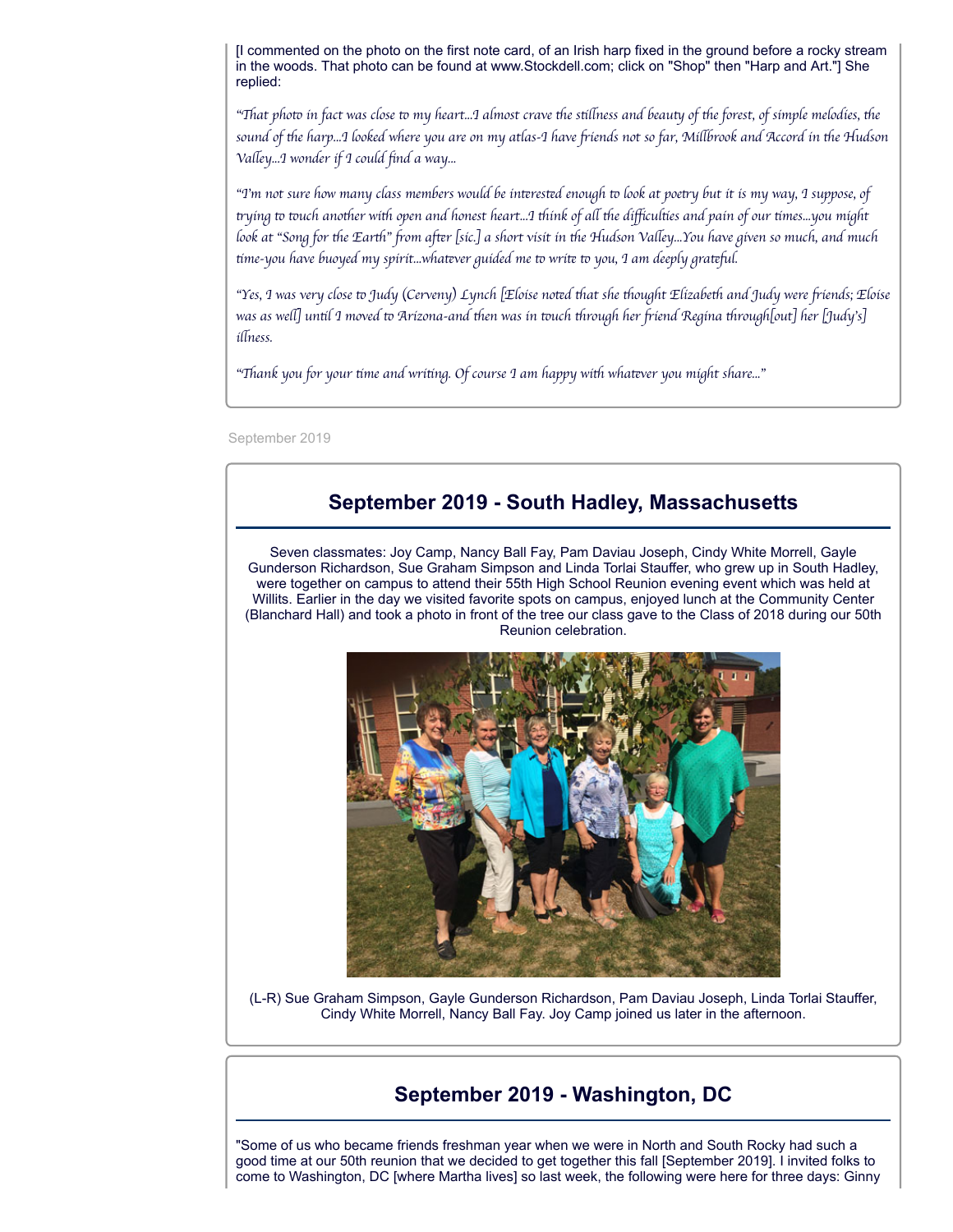[I commented on the photo on the first note card, of an Irish harp fixed in the ground before a rocky stream in the woods. That photo can be found at www.Stockdell.com; click on "Shop" then "Harp and Art."] She replied:

*"That photo in fact was close to my heart...I almost crave the stillness and beauty of the forest, of simple melodies, the sound of the harp...I looked where you are on my atlas-I have friends not so far, Millbrook and Accord in the Hudson Valley...I wonder if I could find a way...*

*"I'm not sure how many class members would be interested enough to look at poetry but it is my way, I suppose, of trying to touch another with open and honest heart...I think of all the difficulties and pain of our times...you might look at "Song for the Earth" from after [sic.] a short visit in the Hudson Valley...You have given so much, and much time-you have buoyed my spirit...whatever guided me to write to you, I am deeply grateful.*

*"Yes, I was very close to Judy (Cerveny) Lynch [Eloise noted that she thought Elizabeth and Judy were friends; Eloise was as well] until I moved to Arizona-and then was in touch through her friend Regina through[out] her [Judy's] illness.*

*"Thank you for your time and writing. Of course I am happy with whatever you might share..."*

September 2019

## September 2019 - South Hadley, Massachusetts

Seven classmates: Joy Camp, Nancy Ball Fay, Pam Daviau Joseph, Cindy White Morrell, Gayle Gunderson Richardson, Sue Graham Simpson and Linda Torlai Stauffer, who grew up in South Hadley, were together on campus to attend their 55th High School Reunion evening event which was held at Willits. Earlier in the day we visited favorite spots on campus, enjoyed lunch at the Community Center (Blanchard Hall) and took a photo in front of the tree our class gave to the Class of 2018 during our 50th Reunion celebration.

(L-R) Sue Graham Simpson, Gayle Gunderson Richardson, Pam Daviau Joseph, Linda Torlai Stauffer, Cindy White Morrell, Nancy Ball Fay. Joy Camp joined us later in the afternoon.

## September 2019 - Washington, DC

"Some of us who became friends freshman year when we were in North and South Rocky had such a good time at our 50th reunion that we decided to get together this fall [September 2019]. I invited folks to come to Washington, DC [where Martha lives] so last week, the following were here for three days: Ginny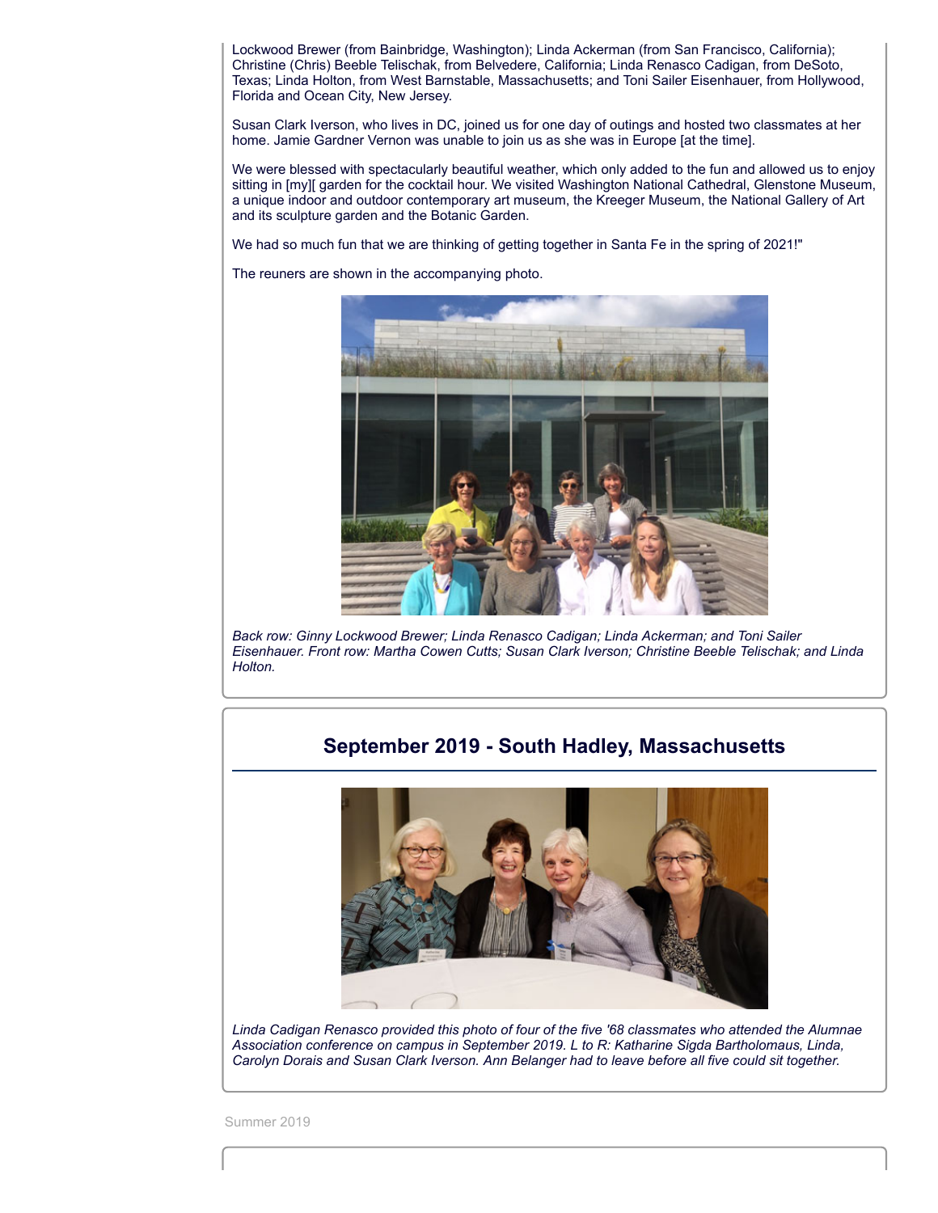Lockwood Brewer (from Bainbridge, Washington); Linda Ackerman (from San Francisco, California); Christine (Chris) Beeble Telischak, from Belvedere, California; Linda Renasco Cadigan, from DeSoto, Texas; Linda Holton, from West Barnstable, Massachusetts; and Toni Sailer Eisenhauer, from Hollywood, Florida and Ocean City, New Jersey.

Susan Clark Iverson, who lives in DC, joined us for one day of outings and hosted two classmates at her home. Jamie Gardner Vernon was unable to join us as she was in Europe [at the time].

We were blessed with spectacularly beautiful weather, which only added to the fun and allowed us to enjoy sitting in [my][ garden for the cocktail hour. We visited Washington National Cathedral, Glenstone Museum, a unique indoor and outdoor contemporary art museum, the Kreeger Museum, the National Gallery of Art and its sculpture garden and the Botanic Garden.

We had so much fun that we are thinking of getting together in Santa Fe in the spring of 2021!"

The reuners are shown in the accompanying photo.

*Back row: Ginny Lockwood Brewer; Linda Renasco Cadigan; Linda Ackerman; and Toni Sailer Eisenhauer. Front row: Martha Cowen Cutts; Susan Clark Iverson; Christine Beeble Telischak; and Linda Holton.*

## September 2019 - South Hadley, Massachusetts

*Linda Cadigan Renasco provided this photo of four of the five '68 classmates who attended the Alumnae Association conference on campus in September 2019. L to R: Katharine Sigda Bartholomaus, Linda, Carolyn Dorais and Susan Clark Iverson. Ann Belanger had to leave before all five could sit together.*

Summer 2019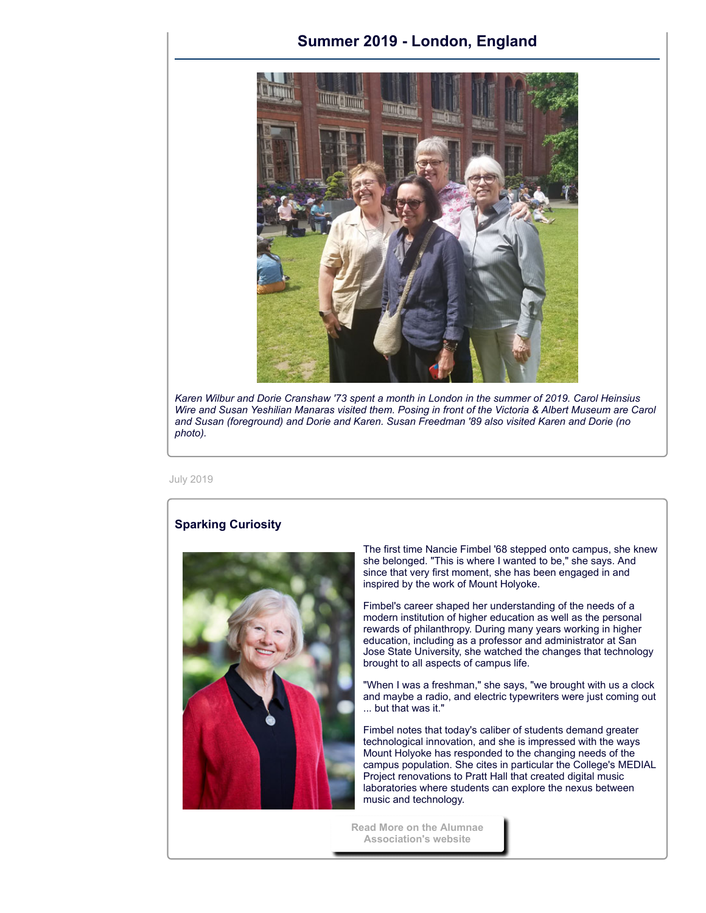## Summer 2019 - London, England

*Karen Wilbur and Dorie Cranshaw '73 spent a month in London in the summer of 2019. Carol Heinsius Wire and Susan Yeshilian Manaras visited them. Posing in front of the Victoria & Albert Museum are Carol and Susan (foreground) and Dorie and Karen. Susan Freedman '89 also visited Karen and Dorie (no photo).*

July 2019

### Sparking Curiosity

The first time Nancie Fimbel '68 stepped onto campus, she knew she belonged. "This is where I wanted to be," she says. And since that very first moment, she has been engaged in and inspired by the work of Mount Holyoke.

Fimbel's career shaped her understanding of the needs of a modern institution of higher education as well as the personal rewards of philanthropy. During many years working in higher education, including as a professor and administrator at San Jose State University, she watched the changes that technology brought to all aspects of campus life.

"When I was a freshman," she says, "we brought with us a clock and maybe a radio, and electric typewriters were just coming out ... but that was it."

Fimbel notes that today's caliber of students demand greater technological innovation, and she is impressed with the ways Mount Holyoke has responded to the changing needs of the campus population. She cites in particular the College's MEDIAL Project renovations to Pratt Hall that created digital music laboratories where students can explore the nexus between music and technology.

Read More on the Alumnae Association's website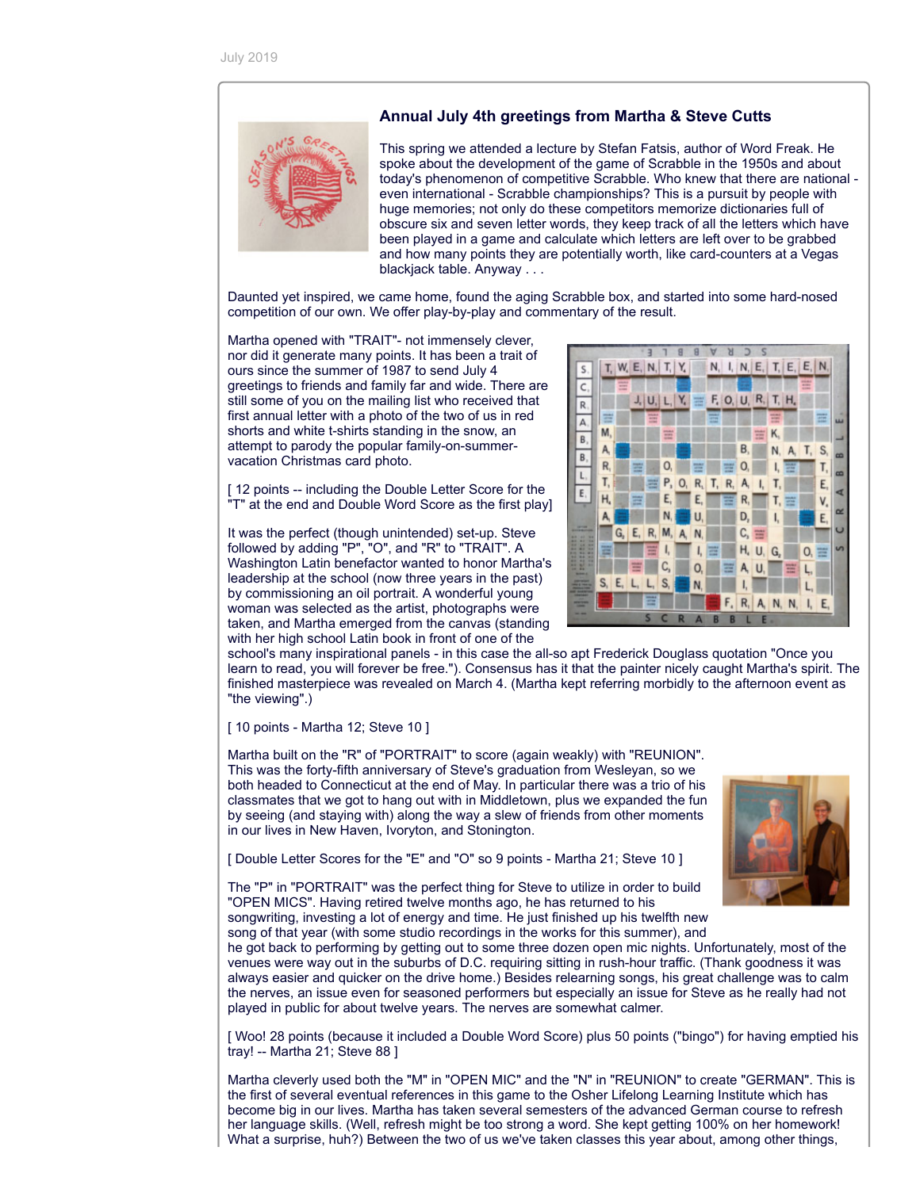July 2019

### Annual July 4th greetings from Martha & Steve Cutts

This spring we attended a lecture by Stefan Fatsis, author of Word Freak. He spoke about the development of the game of Scrabble in the 1950s and about today's phenomenon of competitive Scrabble. Who knew that there are national - even international - Scrabble championships? This is a pursuit by people with huge memories; not only do these competitors memorize dictionaries full of obscure six and seven letter words, they keep track of all the letters which have been played in a game and calculate which letters are left over to be grabbed and how many points they are potentially worth, like card-counters at a Vegas blackjack table. Anyway . . .

Daunted yet inspired, we came home, found the aging Scrabble box, and started into some hard-nosed competition of our own. We offer play-by-play and commentary of the result.

Martha opened with "TRAIT"- not immensely clever, nor did it generate many points. It has been a trait of ours since the summer of 1987 to send July 4 greetings to friends and family far and wide. There are still some of you on the mailing list who received that first annual letter with a photo of the two of us in red shorts and white t-shirts standing in the snow, an attempt to parody the popular family-on-summer-vacation Christmas card photo.

[ 12 points -- including the Double Letter Score for the "T" at the end and Double Word Score as the first play]

It was the perfect (though unintended) set-up. Steve followed by adding "P", "O", and "R" to "TRAIT". A Washington Latin benefactor wanted to honor Martha's leadership at the school (now three years in the past) by commissioning an oil portrait. A wonderful young woman was selected as the artist, photographs were taken, and Martha emerged from the canvas (standing with her high school Latin book in front of one of the school's many inspirational panels - in this case the all-so apt Frederick Douglass quotation "Once you learn to read, you will forever be free."). Consensus has it that the painter nicely caught Martha's spirit. The finished masterpiece was revealed on March 4. (Martha kept referring morbidly to the afternoon event as "the viewing".)

[ 10 points - Martha 12; Steve 10 ]

Martha built on the "R" of "PORTRAIT" to score (again weakly) with "REUNION". This was the forty-fifth anniversary of Steve's graduation from Wesleyan, so we both headed to Connecticut at the end of May. In particular there was a trio of his classmates that we got to hang out with in Middletown, plus we expanded the fun by seeing (and staying with) along the way a slew of friends from other moments in our lives in New Haven, Ivoryton, and Stonington.

[ Double Letter Scores for the "E" and "O" so 9 points - Martha 21; Steve 10 ]

The "P" in "PORTRAIT" was the perfect thing for Steve to utilize in order to build "OPEN MICS". Having retired twelve months ago, he has returned to his songwriting, investing a lot of energy and time. He just finished up his twelfth new song of that year (with some studio recordings in the works for this summer), and he got back to performing by getting out to some three dozen open mic nights. Unfortunately, most of the venues were way out in the suburbs of D.C. requiring sitting in rush-hour traffic. (Thank goodness it was always easier and quicker on the drive home.) Besides relearning songs, his great challenge was to calm the nerves, an issue even for seasoned performers but especially an issue for Steve as he really had not played in public for about twelve years. The nerves are somewhat calmer.

[ Woo! 28 points (because it included a Double Word Score) plus 50 points ("bingo") for having emptied his tray! -- Martha 21; Steve 88 ]

Martha cleverly used both the "M" in "OPEN MIC" and the "N" in "REUNION" to create "GERMAN". This is the first of several eventual references in this game to the Osher Lifelong Learning Institute which has become big in our lives. Martha has taken several semesters of the advanced German course to refresh her language skills. (Well, refresh might be too strong a word. She kept getting 100% on her homework! What a surprise, huh?) Between the two of us we've taken classes this year about, among other things,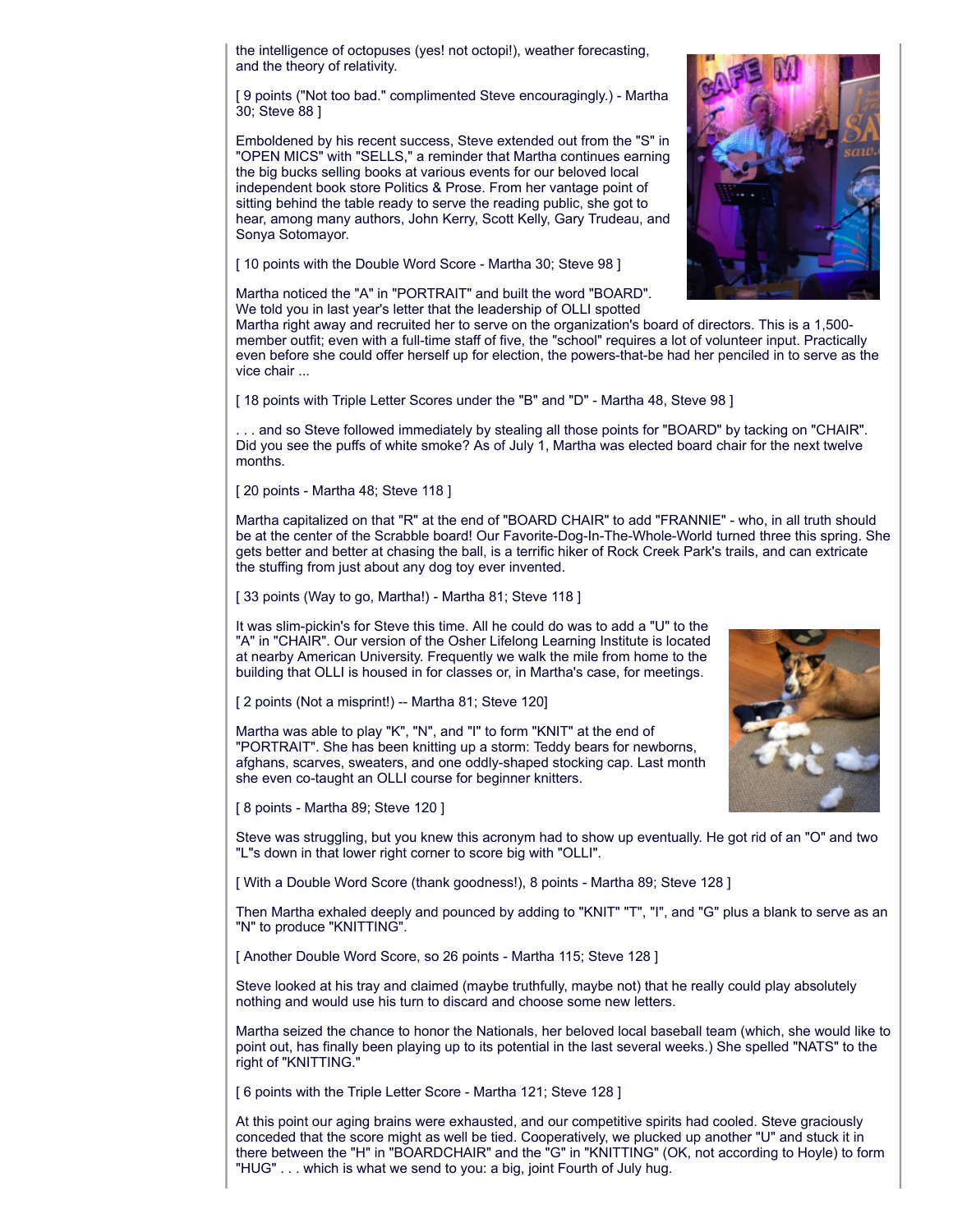the intelligence of octopuses (yes! not octopi!), weather forecasting, and the theory of relativity.

[ 9 points ("Not too bad." complimented Steve encouragingly.) - Martha 30; Steve 88 ]

Emboldened by his recent success, Steve extended out from the "S" in "OPEN MICS" with "SELLS," a reminder that Martha continues earning the big bucks selling books at various events for our beloved local independent book store Politics & Prose. From her vantage point of sitting behind the table ready to serve the reading public, she got to hear, among many authors, John Kerry, Scott Kelly, Gary Trudeau, and Sonya Sotomayor.

[ 10 points with the Double Word Score - Martha 30; Steve 98 ]

Martha noticed the "A" in "PORTRAIT" and built the word "BOARD". We told you in last year's letter that the leadership of OLLI spotted Martha right away and recruited her to serve on the organization's board of directors. This is a 1,500-member outfit; even with a full-time staff of five, the "school" requires a lot of volunteer input. Practically even before she could offer herself up for election, the powers-that-be had her penciled in to serve as the vice chair ...

[ 18 points with Triple Letter Scores under the "B" and "D" - Martha 48, Steve 98 ]

. . . and so Steve followed immediately by stealing all those points for "BOARD" by tacking on "CHAIR". Did you see the puffs of white smoke? As of July 1, Martha was elected board chair for the next twelve months.

[ 20 points - Martha 48; Steve 118 ]

Martha capitalized on that "R" at the end of "BOARD CHAIR" to add "FRANNIE" - who, in all truth should be at the center of the Scrabble board! Our Favorite-Dog-In-The-Whole-World turned three this spring. She gets better and better at chasing the ball, is a terrific hiker of Rock Creek Park's trails, and can extricate the stuffing from just about any dog toy ever invented.

[ 33 points (Way to go, Martha!) - Martha 81; Steve 118 ]

It was slim-pickin's for Steve this time. All he could do was to add a "U" to the "A" in "CHAIR". Our version of the Osher Lifelong Learning Institute is located at nearby American University. Frequently we walk the mile from home to the building that OLLI is housed in for classes or, in Martha's case, for meetings.

[ 2 points (Not a misprint!) -- Martha 81; Steve 120]

Martha was able to play "K", "N", and "I" to form "KNIT" at the end of "PORTRAIT". She has been knitting up a storm: Teddy bears for newborns, afghans, scarves, sweaters, and one oddly-shaped stocking cap. Last month she even co-taught an OLLI course for beginner knitters.

[ 8 points - Martha 89; Steve 120 ]

Steve was struggling, but you knew this acronym had to show up eventually. He got rid of an "O" and two "L"s down in that lower right corner to score big with "OLLI".

[ With a Double Word Score (thank goodness!), 8 points - Martha 89; Steve 128 ]

Then Martha exhaled deeply and pounced by adding to "KNIT" "T", "I", and "G" plus a blank to serve as an "N" to produce "KNITTING".

[ Another Double Word Score, so 26 points - Martha 115; Steve 128 ]

Steve looked at his tray and claimed (maybe truthfully, maybe not) that he really could play absolutely nothing and would use his turn to discard and choose some new letters.

Martha seized the chance to honor the Nationals, her beloved local baseball team (which, she would like to point out, has finally been playing up to its potential in the last several weeks.) She spelled "NATS" to the right of "KNITTING."

[ 6 points with the Triple Letter Score - Martha 121; Steve 128 ]

At this point our aging brains were exhausted, and our competitive spirits had cooled. Steve graciously conceded that the score might as well be tied. Cooperatively, we plucked up another "U" and stuck it in there between the "H" in "BOARDCHAIR" and the "G" in "KNITTING" (OK, not according to Hoyle) to form "HUG" . . . which is what we send to you: a big, joint Fourth of July hug.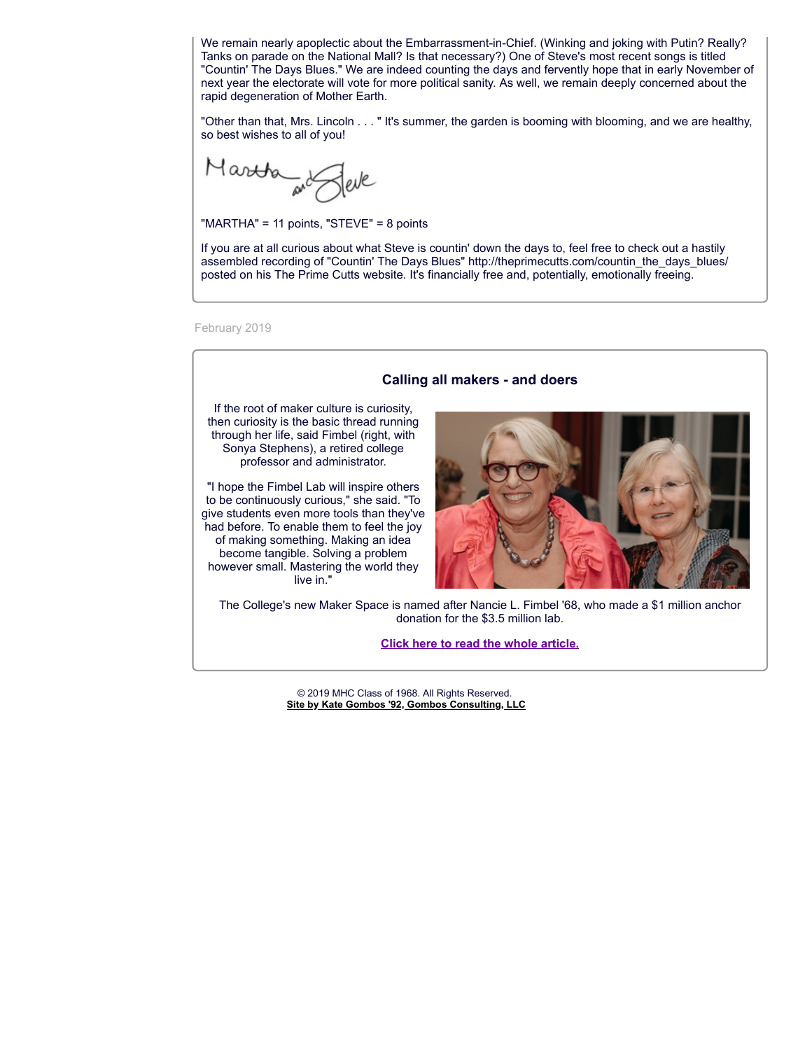We remain nearly apoplectic about the Embarrassment-in-Chief. (Winking and joking with Putin? Really? Tanks on parade on the National Mall? Is that necessary?) One of Steve's most recent songs is titled "Countin' The Days Blues." We are indeed counting the days and fervently hope that in early November of next year the electorate will vote for more political sanity. As well, we remain deeply concerned about the rapid degeneration of Mother Earth.

"Other than that, Mrs. Lincoln . . . " It's summer, the garden is booming with blooming, and we are healthy, so best wishes to all of you!

Martha and Steve

"MARTHA" = 11 points, "STEVE" = 8 points

If you are at all curious about what Steve is countin' down the days to, feel free to check out a hastily assembled recording of "Countin' The Days Blues" http://theprimecutts.com/countin_the_days_blues/ posted on his The Prime Cutts website. It's financially free and, potentially, emotionally freeing.

February 2019

## Calling all makers - and doers

If the root of maker culture is curiosity, then curiosity is the basic thread running through her life, said Fimbel (right, with Sonya Stephens), a retired college professor and administrator.

"I hope the Fimbel Lab will inspire others to be continuously curious," she said. "To give students even more tools than they've had before. To enable them to feel the joy of making something. Making an idea become tangible. Solving a problem however small. Mastering the world they live in."

The College's new Maker Space is named after Nancie L. Fimbel '68, who made a $1 million anchor donation for the $3.5 million lab.

**Click here to read the whole article.**

© 2019 MHC Class of 1968. All Rights Reserved.
**Site by Kate Gombos '92, Gombos Consulting, LLC**